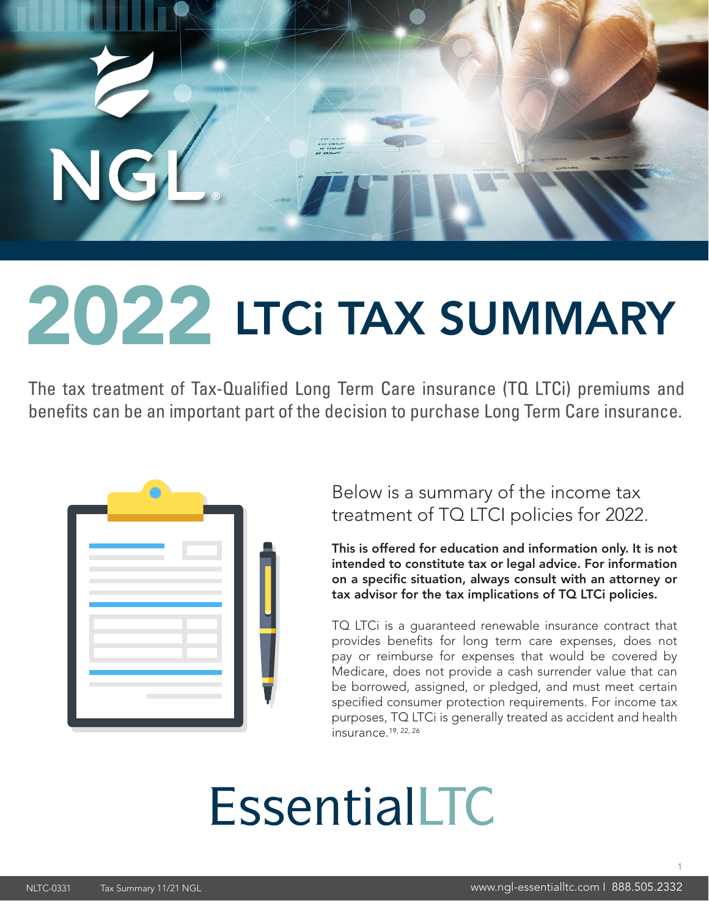NGL

# 2022 LTCi TAX SUMMARY

The tax treatment of Tax-Qualified Long Term Care insurance (TQ LTCi) premiums and benefits can be an important part of the decision to purchase Long Term Care insurance.

Below is a summary of the income tax treatment of TQ LTCI policies for 2022.

**This is offered for education and information only. It is not intended to constitute tax or legal advice. For information on a specific situation, always consult with an attorney or tax advisor for the tax implications of TQ LTCi policies.**

TQ LTCi is a guaranteed renewable insurance contract that provides benefits for long term care expenses, does not pay or reimburse for expenses that would be covered by Medicare, does not provide a cash surrender value that can be borrowed, assigned, or pledged, and must meet certain specified consumer protection requirements. For income tax purposes, TQ LTCi is generally treated as accident and health insurance.[19, 22, 26]

EssentialLTC

NLTC-0331 Tax Summary 11/21 NGL

www.ngl-essentialltc.com | 888.505.2332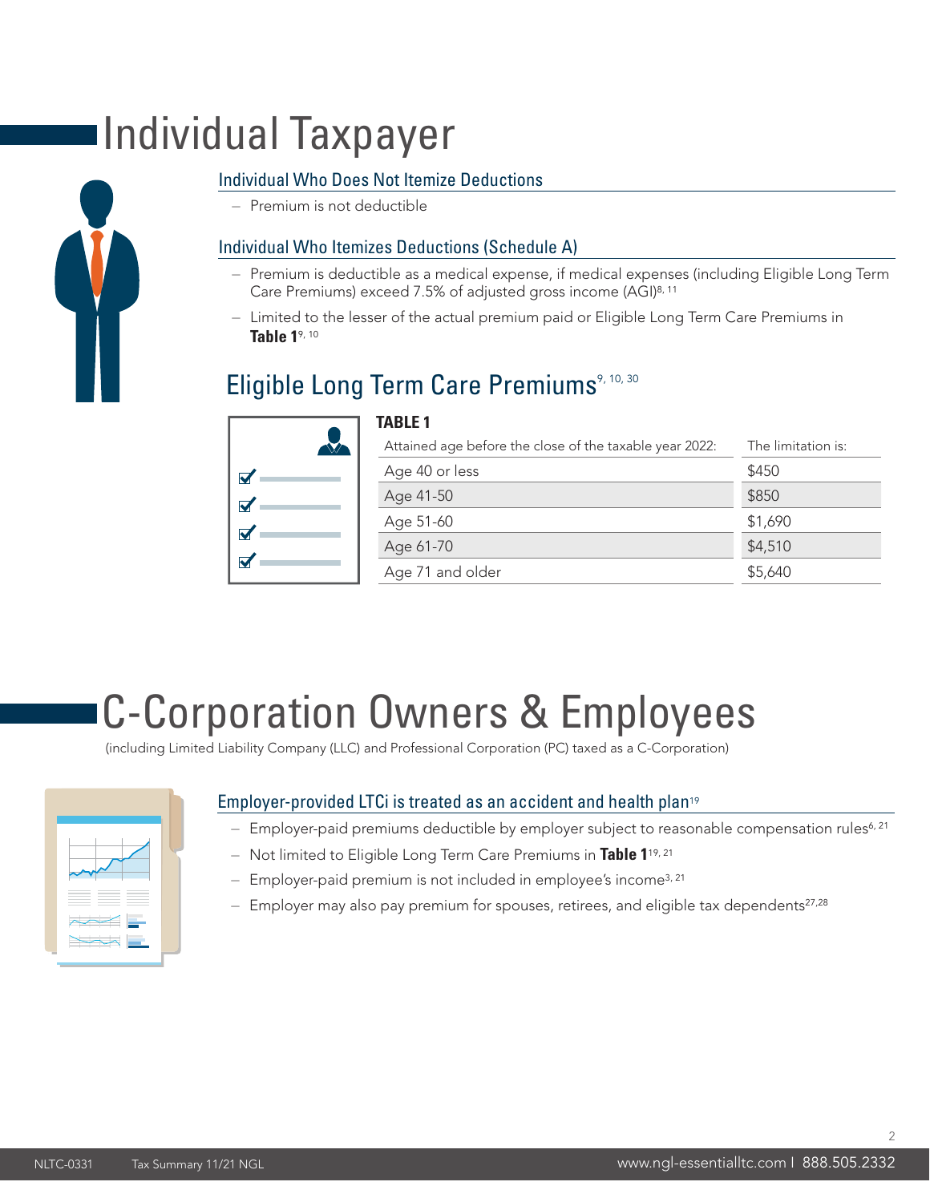# Individual Taxpayer

### Individual Who Does Not Itemize Deductions

- Premium is not deductible

### Individual Who Itemizes Deductions (Schedule A)

- Premium is deductible as a medical expense, if medical expenses (including Eligible Long Term Care Premiums) exceed 7.5% of adjusted gross income (AGI)[8, 11]
- Limited to the lesser of the actual premium paid or Eligible Long Term Care Premiums in **Table 1**[9, 10]

## Eligible Long Term Care Premiums[9, 10, 30]

**TABLE 1**

| Attained age before the close of the taxable year 2022: | The limitation is: |
|---|---|
| Age 40 or less | $450 |
| Age 41-50 | $850 |
| Age 51-60 | $1,690 |
| Age 61-70 | $4,510 |
| Age 71 and older | $5,640 |

# C-Corporation Owners & Employees

(including Limited Liability Company (LLC) and Professional Corporation (PC) taxed as a C-Corporation)

### Employer-provided LTCi is treated as an accident and health plan[19]

- Employer-paid premiums deductible by employer subject to reasonable compensation rules[6, 21]
- Not limited to Eligible Long Term Care Premiums in **Table 1**[19, 21]
- Employer-paid premium is not included in employee's income[3, 21]
- Employer may also pay premium for spouses, retirees, and eligible tax dependents[27,28]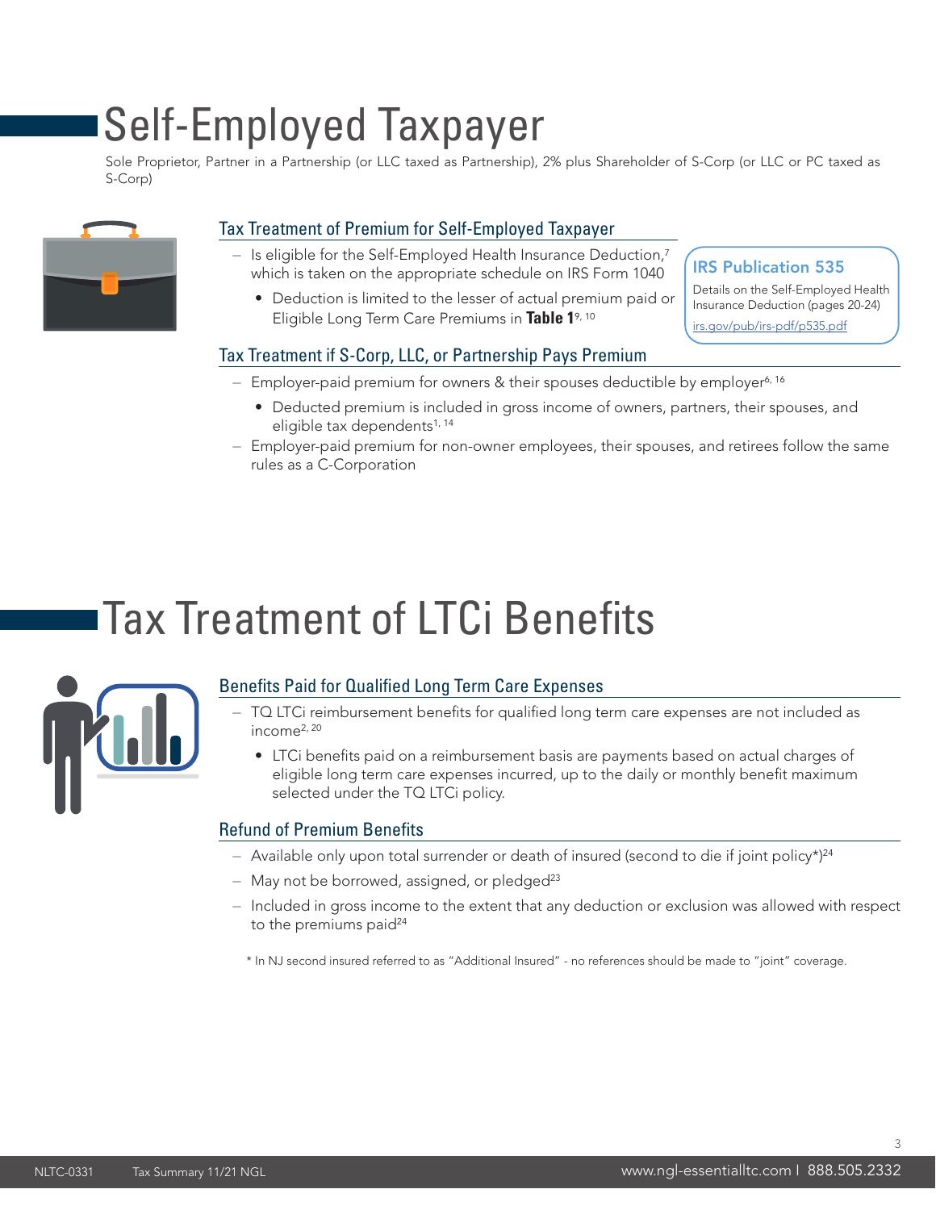# Self-Employed Taxpayer

Sole Proprietor, Partner in a Partnership (or LLC taxed as Partnership), 2% plus Shareholder of S-Corp (or LLC or PC taxed as S-Corp)

## Tax Treatment of Premium for Self-Employed Taxpayer

- Is eligible for the Self-Employed Health Insurance Deduction,[7] which is taken on the appropriate schedule on IRS Form 1040
  - Deduction is limited to the lesser of actual premium paid or Eligible Long Term Care Premiums in **Table 1**[9, 10]

**IRS Publication 535**

Details on the Self-Employed Health Insurance Deduction (pages 20-24)

irs.gov/pub/irs-pdf/p535.pdf

## Tax Treatment if S-Corp, LLC, or Partnership Pays Premium

- Employer-paid premium for owners & their spouses deductible by employer[6, 16]
  - Deducted premium is included in gross income of owners, partners, their spouses, and eligible tax dependents[1, 14]
- Employer-paid premium for non-owner employees, their spouses, and retirees follow the same rules as a C-Corporation

# Tax Treatment of LTCi Benefits

## Benefits Paid for Qualified Long Term Care Expenses

- TQ LTCi reimbursement benefits for qualified long term care expenses are not included as income[2, 20]
  - LTCi benefits paid on a reimbursement basis are payments based on actual charges of eligible long term care expenses incurred, up to the daily or monthly benefit maximum selected under the TQ LTCi policy.

## Refund of Premium Benefits

- Available only upon total surrender or death of insured (second to die if joint policy*)[24]
- May not be borrowed, assigned, or pledged[23]
- Included in gross income to the extent that any deduction or exclusion was allowed with respect to the premiums paid[24]

\* In NJ second insured referred to as "Additional Insured" - no references should be made to "joint" coverage.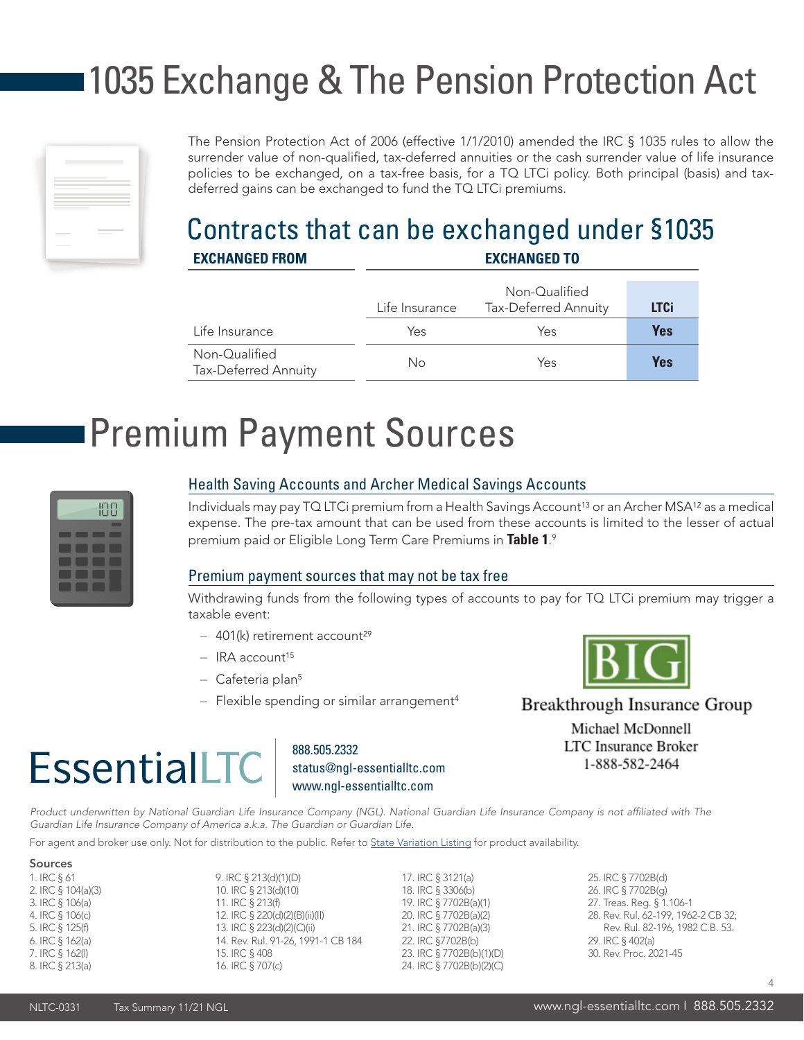# 1035 Exchange & The Pension Protection Act

The Pension Protection Act of 2006 (effective 1/1/2010) amended the IRC § 1035 rules to allow the surrender value of non-qualified, tax-deferred annuities or the cash surrender value of life insurance policies to be exchanged, on a tax-free basis, for a TQ LTCi policy. Both principal (basis) and tax-deferred gains can be exchanged to fund the TQ LTCi premiums.

## Contracts that can be exchanged under §1035

| EXCHANGED FROM | EXCHANGED TO | | |
|---|---|---|---|
| | Life Insurance | Non-Qualified Tax-Deferred Annuity | **LTCi** |
| Life Insurance | Yes | Yes | **Yes** |
| Non-Qualified Tax-Deferred Annuity | No | Yes | **Yes** |

# Premium Payment Sources

### Health Saving Accounts and Archer Medical Savings Accounts

Individuals may pay TQ LTCi premium from a Health Savings Account[13] or an Archer MSA[12] as a medical expense. The pre-tax amount that can be used from these accounts is limited to the lesser of actual premium paid or Eligible Long Term Care Premiums in **Table 1**.[9]

### Premium payment sources that may not be tax free

Withdrawing funds from the following types of accounts to pay for TQ LTCi premium may trigger a taxable event:

- 401(k) retirement account[29]
- IRA account[15]
- Cafeteria plan[5]
- Flexible spending or similar arrangement[4]

BIG
Breakthrough Insurance Group
Michael McDonnell
LTC Insurance Broker
1-888-582-2464

EssentialLTC

888.505.2332
status@ngl-essentialltc.com
www.ngl-essentialltc.com

*Product underwritten by National Guardian Life Insurance Company (NGL). National Guardian Life Insurance Company is not affiliated with The Guardian Life Insurance Company of America a.k.a. The Guardian or Guardian Life.*

For agent and broker use only. Not for distribution to the public. Refer to State Variation Listing for product availability.

**Sources**

1. IRC § 61
2. IRC § 104(a)(3)
3. IRC § 106(a)
4. IRC § 106(c)
5. IRC § 125(f)
6. IRC § 162(a)
7. IRC § 162(l)
8. IRC § 213(a)
9. IRC § 213(d)(1)(D)
10. IRC § 213(d)(10)
11. IRC § 213(f)
12. IRC § 220(d)(2)(B)(ii)(II)
13. IRC § 223(d)(2)(C)(ii)
14. Rev. Rul. 91-26, 1991-1 CB 184
15. IRC § 408
16. IRC § 707(c)
17. IRC § 3121(a)
18. IRC § 3306(b)
19. IRC § 7702B(a)(1)
20. IRC § 7702B(a)(2)
21. IRC § 7702B(a)(3)
22. IRC §7702B(b)
23. IRC § 7702B(b)(1)(D)
24. IRC § 7702B(b)(2)(C)
25. IRC § 7702B(d)
26. IRC § 7702B(g)
27. Treas. Reg. § 1.106-1
28. Rev. Rul. 62-199, 1962-2 CB 32; Rev. Rul. 82-196, 1982 C.B. 53.
29. IRC § 402(a)
30. Rev. Proc. 2021-45

NLTC-0331 Tax Summary 11/21 NGL